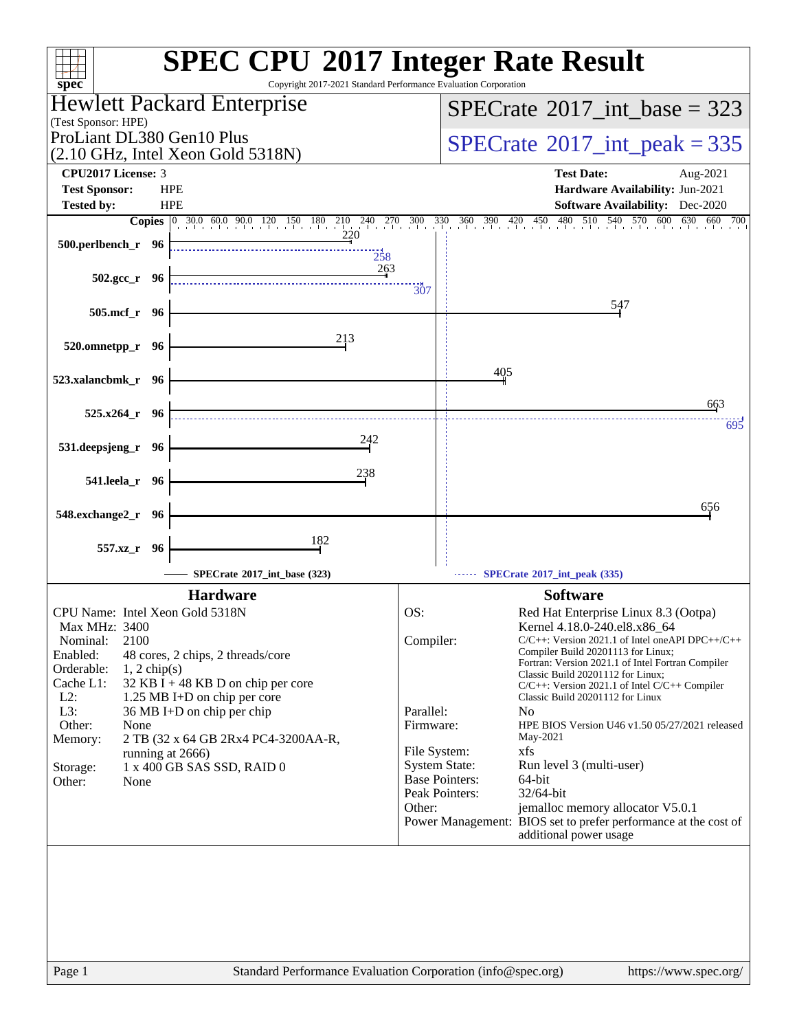# SPEC CPU 2017 Integer Rate Result

Copyright 2017-2021 Standard Performance Evaluation Corporation

## Hewlett Packard Enterprise

(Test Sponsor: HPE)

ProLiant DL380 Gen10 Plus
(2.10 GHz, Intel Xeon Gold 5318N)

**SPECrate 2017_int_base = 323**

**SPECrate 2017_int_peak = 335**

| | | | |
|---|---|---|---|
| **CPU2017 License:** | 3 | **Test Date:** | Aug-2021 |
| **Test Sponsor:** | HPE | **Hardware Availability:** | Jun-2021 |
| **Tested by:** | HPE | **Software Availability:** | Dec-2020 |

| Benchmark | Copies | Base | Peak |
|---|---|---|---|
| 500.perlbench_r | 96 | 220 | 258 |
| 502.gcc_r | 96 | 263 | 307 |
| 505.mcf_r | 96 | 547 | |
| 520.omnetpp_r | 96 | 213 | |
| 523.xalancbmk_r | 96 | 405 | |
| 525.x264_r | 96 | 663 | 695 |
| 531.deepsjeng_r | 96 | 242 | |
| 541.leela_r | 96 | 238 | |
| 548.exchange2_r | 96 | 656 | |
| 557.xz_r | 96 | 182 | |

SPECrate 2017_int_base (323) — SPECrate 2017_int_peak (335)

## Hardware

| | |
|---|---|
| CPU Name: | Intel Xeon Gold 5318N |
| Max MHz: | 3400 |
| Nominal: | 2100 |
| Enabled: | 48 cores, 2 chips, 2 threads/core |
| Orderable: | 1, 2 chip(s) |
| Cache L1: | 32 KB I + 48 KB D on chip per core |
| L2: | 1.25 MB I+D on chip per core |
| L3: | 36 MB I+D on chip per chip |
| Other: | None |
| Memory: | 2 TB (32 x 64 GB 2Rx4 PC4-3200AA-R, running at 2666) |
| Storage: | 1 x 400 GB SAS SSD, RAID 0 |
| Other: | None |

## Software

| | |
|---|---|
| OS: | Red Hat Enterprise Linux 8.3 (Ootpa) Kernel 4.18.0-240.el8.x86_64 |
| Compiler: | C/C++: Version 2021.1 of Intel oneAPI DPC++/C++ Compiler Build 20201113 for Linux; Fortran: Version 2021.1 of Intel Fortran Compiler Classic Build 20201112 for Linux; C/C++: Version 2021.1 of Intel C/C++ Compiler Classic Build 20201112 for Linux |
| Parallel: | No |
| Firmware: | HPE BIOS Version U46 v1.50 05/27/2021 released May-2021 |
| File System: | xfs |
| System State: | Run level 3 (multi-user) |
| Base Pointers: | 64-bit |
| Peak Pointers: | 32/64-bit |
| Other: | jemalloc memory allocator V5.0.1 |
| Power Management: | BIOS set to prefer performance at the cost of additional power usage |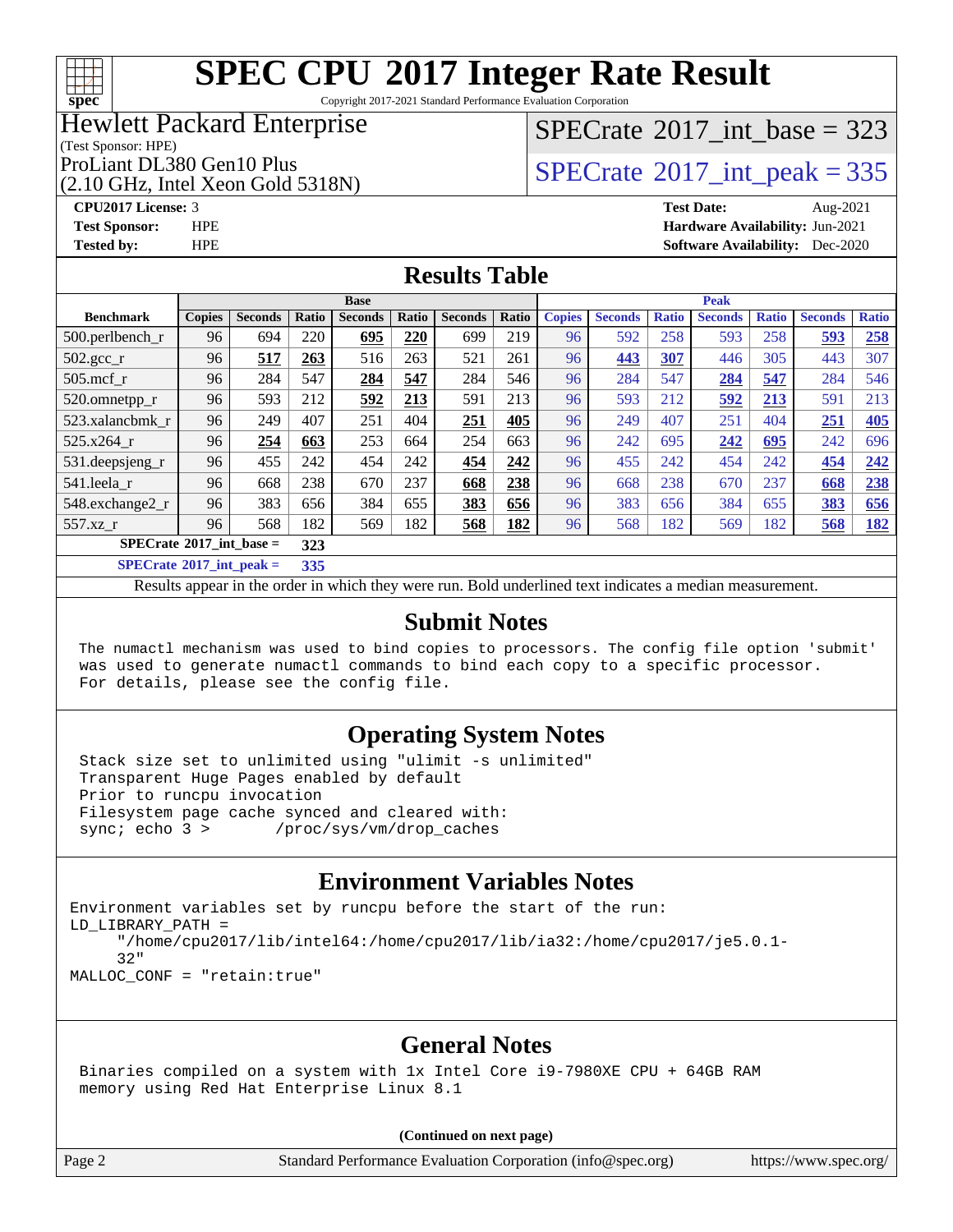# SPEC CPU 2017 Integer Rate Result

Copyright 2017-2021 Standard Performance Evaluation Corporation

**Hewlett Packard Enterprise**
(Test Sponsor: HPE)
ProLiant DL380 Gen10 Plus
(2.10 GHz, Intel Xeon Gold 5318N)

SPECrate 2017_int_base = 323

SPECrate 2017_int_peak = 335

**CPU2017 License:** 3
**Test Sponsor:** HPE
**Tested by:** HPE

**Test Date:** Aug-2021
**Hardware Availability:** Jun-2021
**Software Availability:** Dec-2020

## Results Table

| Benchmark | Base | | | | | | | Peak | | | | | | |
|---|---|---|---|---|---|---|---|---|---|---|---|---|---|---|
| | Copies | Seconds | Ratio | Seconds | Ratio | Seconds | Ratio | Copies | Seconds | Ratio | Seconds | Ratio | Seconds | Ratio |
| 500.perlbench_r | 96 | 694 | 220 | **695** | **220** | 699 | 219 | 96 | 592 | 258 | 593 | 258 | **593** | **258** |
| 502.gcc_r | 96 | **517** | **263** | 516 | 263 | 521 | 261 | 96 | **443** | **307** | 446 | 305 | 443 | 307 |
| 505.mcf_r | 96 | 284 | 547 | **284** | **547** | 284 | 546 | 96 | 284 | 547 | **284** | **547** | 284 | 546 |
| 520.omnetpp_r | 96 | 593 | 212 | **592** | **213** | 591 | 213 | 96 | 593 | 212 | **592** | **213** | 591 | 213 |
| 523.xalancbmk_r | 96 | 249 | 407 | 251 | 404 | **251** | **405** | 96 | 249 | 407 | 251 | 404 | **251** | **405** |
| 525.x264_r | 96 | **254** | **663** | 253 | 664 | 254 | 663 | 96 | 242 | 695 | **242** | **695** | 242 | 696 |
| 531.deepsjeng_r | 96 | 455 | 242 | 454 | 242 | **454** | **242** | 96 | 455 | 242 | 454 | 242 | **454** | **242** |
| 541.leela_r | 96 | 668 | 238 | 670 | 237 | **668** | **238** | 96 | 668 | 238 | 670 | 237 | **668** | **238** |
| 548.exchange2_r | 96 | 383 | 656 | 384 | 655 | **383** | **656** | 96 | 383 | 656 | 384 | 655 | **383** | **656** |
| 557.xz_r | 96 | 568 | 182 | 569 | 182 | **568** | **182** | 96 | 568 | 182 | 569 | 182 | **568** | **182** |

**SPECrate 2017_int_base = 323**

**SPECrate 2017_int_peak = 335**

Results appear in the order in which they were run. Bold underlined text indicates a median measurement.

## Submit Notes

```
The numactl mechanism was used to bind copies to processors. The config file option 'submit'
was used to generate numactl commands to bind each copy to a specific processor.
For details, please see the config file.
```

## Operating System Notes

```
Stack size set to unlimited using "ulimit -s unlimited"
Transparent Huge Pages enabled by default
Prior to runcpu invocation
Filesystem page cache synced and cleared with:
sync; echo 3 >       /proc/sys/vm/drop_caches
```

## Environment Variables Notes

```
Environment variables set by runcpu before the start of the run:
LD_LIBRARY_PATH =
     "/home/cpu2017/lib/intel64:/home/cpu2017/lib/ia32:/home/cpu2017/je5.0.1-
     32"
MALLOC_CONF = "retain:true"
```

## General Notes

```
Binaries compiled on a system with 1x Intel Core i9-7980XE CPU + 64GB RAM
memory using Red Hat Enterprise Linux 8.1
```

**(Continued on next page)**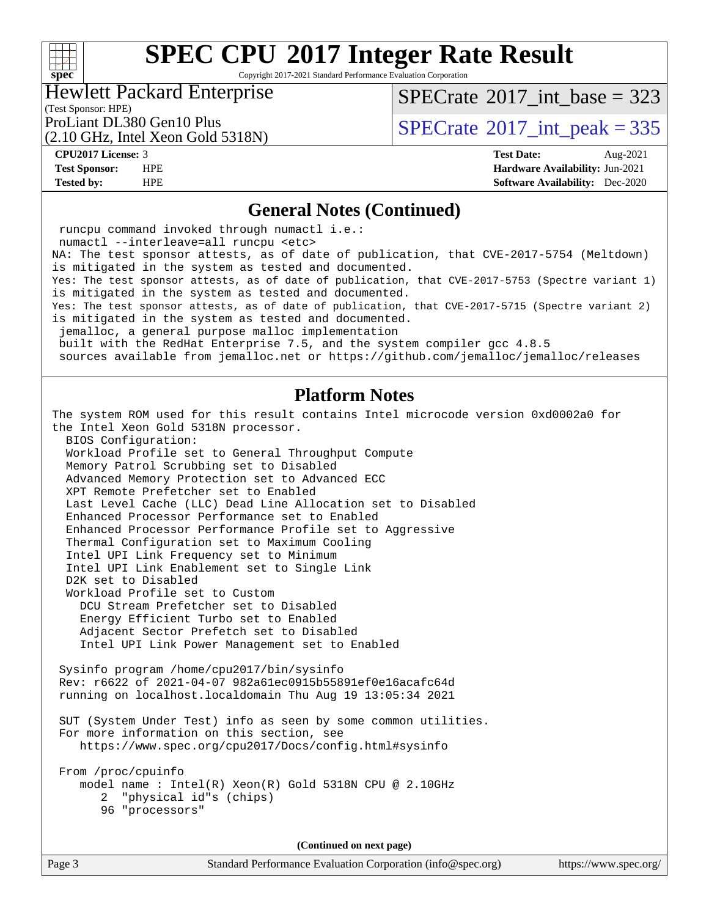## General Notes (Continued)

```
 runcpu command invoked through numactl i.e.:
 numactl --interleave=all runcpu <etc>
NA: The test sponsor attests, as of date of publication, that CVE-2017-5754 (Meltdown)
is mitigated in the system as tested and documented.
Yes: The test sponsor attests, as of date of publication, that CVE-2017-5753 (Spectre variant 1)
is mitigated in the system as tested and documented.
Yes: The test sponsor attests, as of date of publication, that CVE-2017-5715 (Spectre variant 2)
is mitigated in the system as tested and documented.
 jemalloc, a general purpose malloc implementation
 built with the RedHat Enterprise 7.5, and the system compiler gcc 4.8.5
 sources available from jemalloc.net or https://github.com/jemalloc/jemalloc/releases
```

## Platform Notes

```
The system ROM used for this result contains Intel microcode version 0xd0002a0 for
the Intel Xeon Gold 5318N processor.
  BIOS Configuration:
  Workload Profile set to General Throughput Compute
  Memory Patrol Scrubbing set to Disabled
  Advanced Memory Protection set to Advanced ECC
  XPT Remote Prefetcher set to Enabled
  Last Level Cache (LLC) Dead Line Allocation set to Disabled
  Enhanced Processor Performance set to Enabled
  Enhanced Processor Performance Profile set to Aggressive
  Thermal Configuration set to Maximum Cooling
  Intel UPI Link Frequency set to Minimum
  Intel UPI Link Enablement set to Single Link
  D2K set to Disabled
  Workload Profile set to Custom
    DCU Stream Prefetcher set to Disabled
    Energy Efficient Turbo set to Enabled
    Adjacent Sector Prefetch set to Disabled
    Intel UPI Link Power Management set to Enabled

 Sysinfo program /home/cpu2017/bin/sysinfo
 Rev: r6622 of 2021-04-07 982a61ec0915b55891ef0e16acafc64d
 running on localhost.localdomain Thu Aug 19 13:05:34 2021

 SUT (System Under Test) info as seen by some common utilities.
 For more information on this section, see
    https://www.spec.org/cpu2017/Docs/config.html#sysinfo

 From /proc/cpuinfo
    model name : Intel(R) Xeon(R) Gold 5318N CPU @ 2.10GHz
       2  "physical id"s (chips)
       96 "processors"
```

(Continued on next page)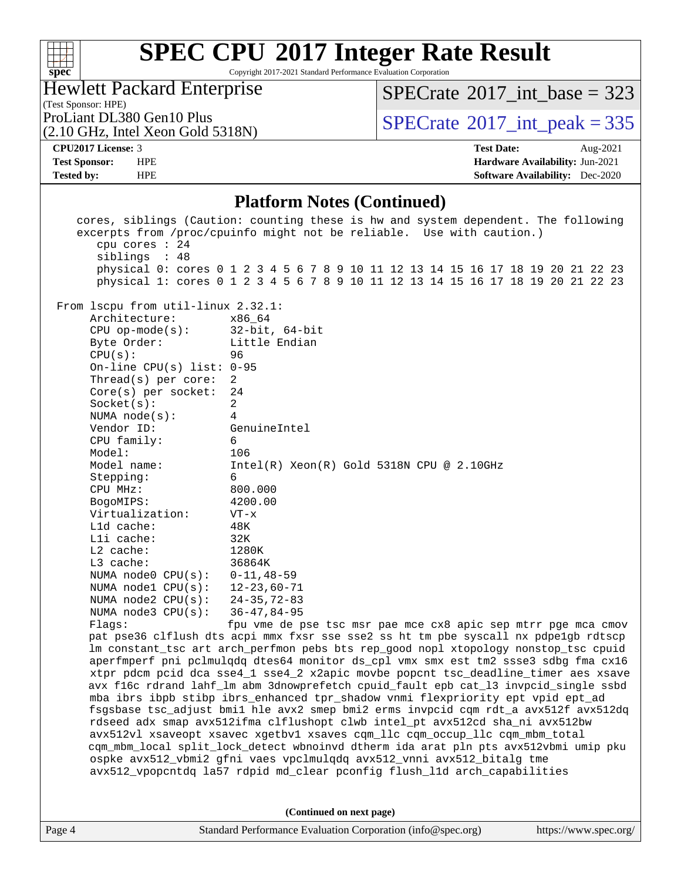## Platform Notes (Continued)

```
    cores, siblings (Caution: counting these is hw and system dependent. The following
    excerpts from /proc/cpuinfo might not be reliable.  Use with caution.)
       cpu cores : 24
       siblings  : 48
       physical 0: cores 0 1 2 3 4 5 6 7 8 9 10 11 12 13 14 15 16 17 18 19 20 21 22 23
       physical 1: cores 0 1 2 3 4 5 6 7 8 9 10 11 12 13 14 15 16 17 18 19 20 21 22 23

 From lscpu from util-linux 2.32.1:
      Architecture:        x86_64
      CPU op-mode(s):      32-bit, 64-bit
      Byte Order:          Little Endian
      CPU(s):              96
      On-line CPU(s) list: 0-95
      Thread(s) per core:  2
      Core(s) per socket:  24
      Socket(s):           2
      NUMA node(s):        4
      Vendor ID:           GenuineIntel
      CPU family:          6
      Model:               106
      Model name:          Intel(R) Xeon(R) Gold 5318N CPU @ 2.10GHz
      Stepping:            6
      CPU MHz:             800.000
      BogoMIPS:            4200.00
      Virtualization:      VT-x
      L1d cache:           48K
      L1i cache:           32K
      L2 cache:            1280K
      L3 cache:            36864K
      NUMA node0 CPU(s):   0-11,48-59
      NUMA node1 CPU(s):   12-23,60-71
      NUMA node2 CPU(s):   24-35,72-83
      NUMA node3 CPU(s):   36-47,84-95
      Flags:               fpu vme de pse tsc msr pae mce cx8 apic sep mtrr pge mca cmov
      pat pse36 clflush dts acpi mmx fxsr sse sse2 ss ht tm pbe syscall nx pdpe1gb rdtscp
      lm constant_tsc art arch_perfmon pebs bts rep_good nopl xtopology nonstop_tsc cpuid
      aperfmperf pni pclmulqdq dtes64 monitor ds_cpl vmx smx est tm2 ssse3 sdbg fma cx16
      xtpr pdcm pcid dca sse4_1 sse4_2 x2apic movbe popcnt tsc_deadline_timer aes xsave
      avx f16c rdrand lahf_lm abm 3dnowprefetch cpuid_fault epb cat_l3 invpcid_single ssbd
      mba ibrs ibpb stibp ibrs_enhanced tpr_shadow vnmi flexpriority ept vpid ept_ad
      fsgsbase tsc_adjust bmi1 hle avx2 smep bmi2 erms invpcid cqm rdt_a avx512f avx512dq
      rdseed adx smap avx512ifma clflushopt clwb intel_pt avx512cd sha_ni avx512bw
      avx512vl xsaveopt xsavec xgetbv1 xsaves cqm_llc cqm_occup_llc cqm_mbm_total
      cqm_mbm_local split_lock_detect wbnoinvd dtherm ida arat pln pts avx512vbmi umip pku
      ospke avx512_vbmi2 gfni vaes vpclmulqdq avx512_vnni avx512_bitalg tme
      avx512_vpopcntdq la57 rdpid md_clear pconfig flush_l1d arch_capabilities
```

(Continued on next page)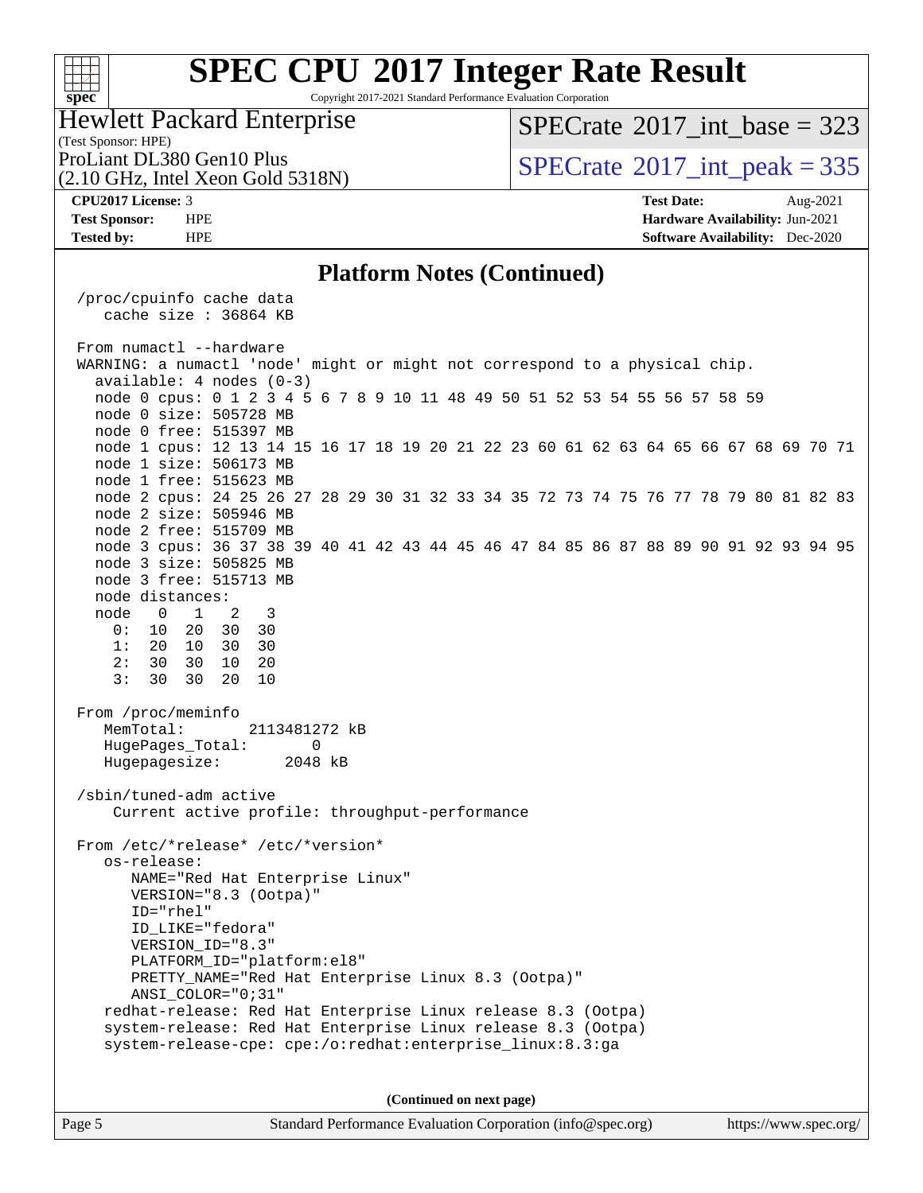## Platform Notes (Continued)

```
 /proc/cpuinfo cache data
    cache size : 36864 KB

 From numactl --hardware
 WARNING: a numactl 'node' might or might not correspond to a physical chip.
   available: 4 nodes (0-3)
   node 0 cpus: 0 1 2 3 4 5 6 7 8 9 10 11 48 49 50 51 52 53 54 55 56 57 58 59
   node 0 size: 505728 MB
   node 0 free: 515397 MB
   node 1 cpus: 12 13 14 15 16 17 18 19 20 21 22 23 60 61 62 63 64 65 66 67 68 69 70 71
   node 1 size: 506173 MB
   node 1 free: 515623 MB
   node 2 cpus: 24 25 26 27 28 29 30 31 32 33 34 35 72 73 74 75 76 77 78 79 80 81 82 83
   node 2 size: 505946 MB
   node 2 free: 515709 MB
   node 3 cpus: 36 37 38 39 40 41 42 43 44 45 46 47 84 85 86 87 88 89 90 91 92 93 94 95
   node 3 size: 505825 MB
   node 3 free: 515713 MB
   node distances:
   node   0   1   2   3
     0:  10  20  30  30
     1:  20  10  30  30
     2:  30  30  10  20
     3:  30  30  20  10

 From /proc/meminfo
    MemTotal:       2113481272 kB
    HugePages_Total:       0
    Hugepagesize:       2048 kB

 /sbin/tuned-adm active
     Current active profile: throughput-performance

 From /etc/*release* /etc/*version*
    os-release:
       NAME="Red Hat Enterprise Linux"
       VERSION="8.3 (Ootpa)"
       ID="rhel"
       ID_LIKE="fedora"
       VERSION_ID="8.3"
       PLATFORM_ID="platform:el8"
       PRETTY_NAME="Red Hat Enterprise Linux 8.3 (Ootpa)"
       ANSI_COLOR="0;31"
    redhat-release: Red Hat Enterprise Linux release 8.3 (Ootpa)
    system-release: Red Hat Enterprise Linux release 8.3 (Ootpa)
    system-release-cpe: cpe:/o:redhat:enterprise_linux:8.3:ga
```

(Continued on next page)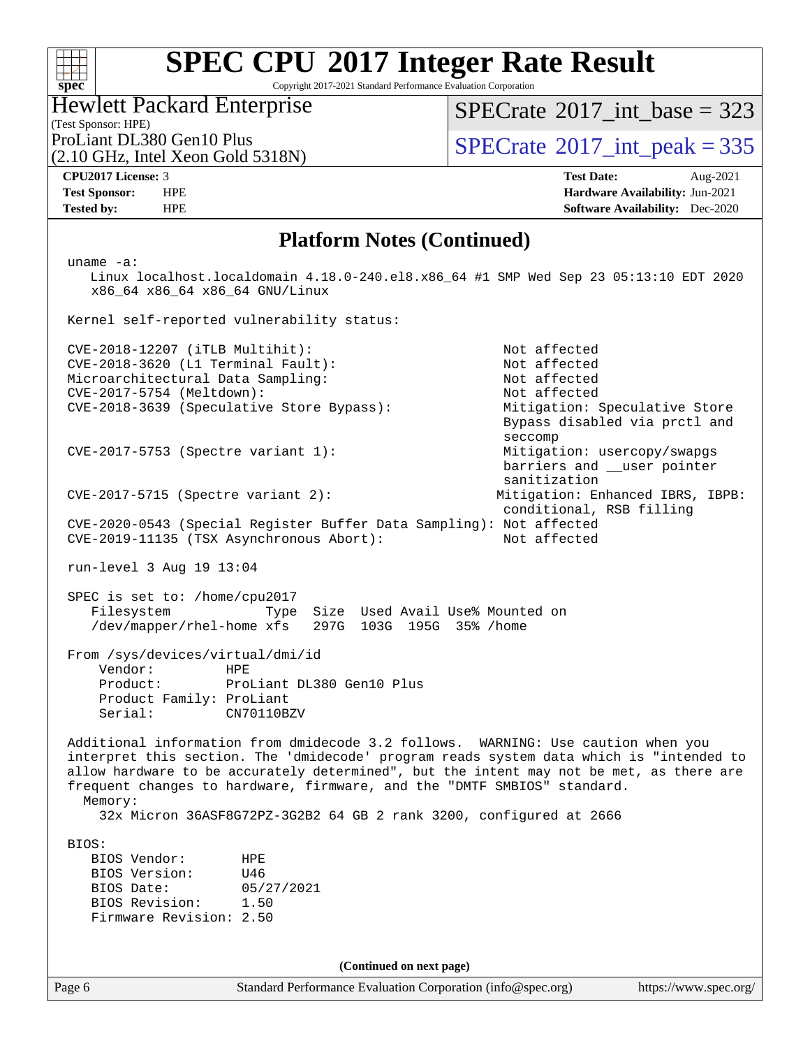# SPEC CPU 2017 Integer Rate Result

Copyright 2017-2021 Standard Performance Evaluation Corporation

**Hewlett Packard Enterprise**
(Test Sponsor: HPE)
ProLiant DL380 Gen10 Plus
(2.10 GHz, Intel Xeon Gold 5318N)

SPECrate 2017_int_base = 323
SPECrate 2017_int_peak = 335

| | | | |
|---|---|---|---|
| **CPU2017 License:** | 3 | **Test Date:** | Aug-2021 |
| **Test Sponsor:** | HPE | **Hardware Availability:** | Jun-2021 |
| **Tested by:** | HPE | **Software Availability:** | Dec-2020 |

## Platform Notes (Continued)

```
uname -a:
   Linux localhost.localdomain 4.18.0-240.el8.x86_64 #1 SMP Wed Sep 23 05:13:10 EDT 2020
   x86_64 x86_64 x86_64 GNU/Linux

Kernel self-reported vulnerability status:

CVE-2018-12207 (iTLB Multihit):                          Not affected
CVE-2018-3620 (L1 Terminal Fault):                       Not affected
Microarchitectural Data Sampling:                        Not affected
CVE-2017-5754 (Meltdown):                                Not affected
CVE-2018-3639 (Speculative Store Bypass):                Mitigation: Speculative Store
                                                         Bypass disabled via prctl and
                                                         seccomp
CVE-2017-5753 (Spectre variant 1):                       Mitigation: usercopy/swapgs
                                                         barriers and __user pointer
                                                         sanitization
CVE-2017-5715 (Spectre variant 2):                      Mitigation: Enhanced IBRS, IBPB:
                                                         conditional, RSB filling
CVE-2020-0543 (Special Register Buffer Data Sampling): Not affected
CVE-2019-11135 (TSX Asynchronous Abort):                 Not affected

run-level 3 Aug 19 13:04

SPEC is set to: /home/cpu2017
   Filesystem            Type  Size  Used Avail Use% Mounted on
   /dev/mapper/rhel-home xfs   297G  103G  195G  35% /home

From /sys/devices/virtual/dmi/id
    Vendor:         HPE
    Product:        ProLiant DL380 Gen10 Plus
    Product Family: ProLiant
    Serial:         CN70110BZV

Additional information from dmidecode 3.2 follows.  WARNING: Use caution when you
interpret this section. The 'dmidecode' program reads system data which is "intended to
allow hardware to be accurately determined", but the intent may not be met, as there are
frequent changes to hardware, firmware, and the "DMTF SMBIOS" standard.
  Memory:
    32x Micron 36ASF8G72PZ-3G2B2 64 GB 2 rank 3200, configured at 2666

BIOS:
   BIOS Vendor:       HPE
   BIOS Version:      U46
   BIOS Date:         05/27/2021
   BIOS Revision:     1.50
   Firmware Revision: 2.50
```

**(Continued on next page)**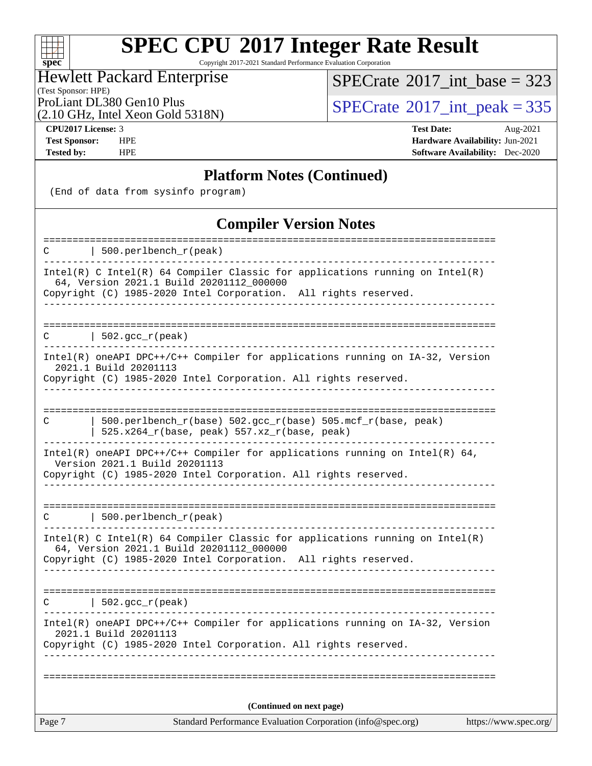## Platform Notes (Continued)

```
(End of data from sysinfo program)
```

## Compiler Version Notes

```
==============================================================================
C       | 500.perlbench_r(peak)
------------------------------------------------------------------------------
Intel(R) C Intel(R) 64 Compiler Classic for applications running on Intel(R)
  64, Version 2021.1 Build 20201112_000000
Copyright (C) 1985-2020 Intel Corporation.  All rights reserved.
------------------------------------------------------------------------------

==============================================================================
C       | 502.gcc_r(peak)
------------------------------------------------------------------------------
Intel(R) oneAPI DPC++/C++ Compiler for applications running on IA-32, Version
  2021.1 Build 20201113
Copyright (C) 1985-2020 Intel Corporation. All rights reserved.
------------------------------------------------------------------------------

==============================================================================
C       | 500.perlbench_r(base) 502.gcc_r(base) 505.mcf_r(base, peak)
        | 525.x264_r(base, peak) 557.xz_r(base, peak)
------------------------------------------------------------------------------
Intel(R) oneAPI DPC++/C++ Compiler for applications running on Intel(R) 64,
  Version 2021.1 Build 20201113
Copyright (C) 1985-2020 Intel Corporation. All rights reserved.
------------------------------------------------------------------------------

==============================================================================
C       | 500.perlbench_r(peak)
------------------------------------------------------------------------------
Intel(R) C Intel(R) 64 Compiler Classic for applications running on Intel(R)
  64, Version 2021.1 Build 20201112_000000
Copyright (C) 1985-2020 Intel Corporation.  All rights reserved.
------------------------------------------------------------------------------

==============================================================================
C       | 502.gcc_r(peak)
------------------------------------------------------------------------------
Intel(R) oneAPI DPC++/C++ Compiler for applications running on IA-32, Version
  2021.1 Build 20201113
Copyright (C) 1985-2020 Intel Corporation. All rights reserved.
------------------------------------------------------------------------------

==============================================================================
```

(Continued on next page)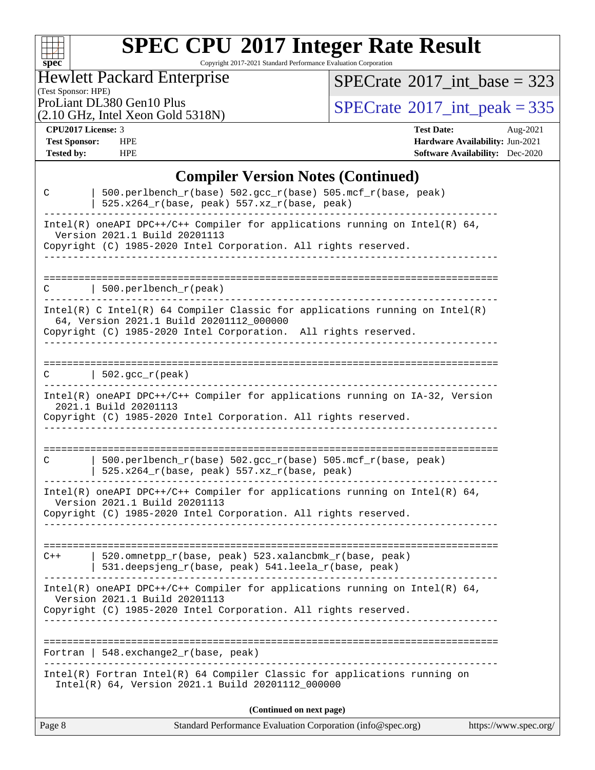## Compiler Version Notes (Continued)

```
C       | 500.perlbench_r(base) 502.gcc_r(base) 505.mcf_r(base, peak)
        | 525.x264_r(base, peak) 557.xz_r(base, peak)
------------------------------------------------------------------------------
Intel(R) oneAPI DPC++/C++ Compiler for applications running on Intel(R) 64,
  Version 2021.1 Build 20201113
Copyright (C) 1985-2020 Intel Corporation. All rights reserved.
------------------------------------------------------------------------------

==============================================================================
C       | 500.perlbench_r(peak)
------------------------------------------------------------------------------
Intel(R) C Intel(R) 64 Compiler Classic for applications running on Intel(R)
  64, Version 2021.1 Build 20201112_000000
Copyright (C) 1985-2020 Intel Corporation.  All rights reserved.
------------------------------------------------------------------------------

==============================================================================
C       | 502.gcc_r(peak)
------------------------------------------------------------------------------
Intel(R) oneAPI DPC++/C++ Compiler for applications running on IA-32, Version
  2021.1 Build 20201113
Copyright (C) 1985-2020 Intel Corporation. All rights reserved.
------------------------------------------------------------------------------

==============================================================================
C       | 500.perlbench_r(base) 502.gcc_r(base) 505.mcf_r(base, peak)
        | 525.x264_r(base, peak) 557.xz_r(base, peak)
------------------------------------------------------------------------------
Intel(R) oneAPI DPC++/C++ Compiler for applications running on Intel(R) 64,
  Version 2021.1 Build 20201113
Copyright (C) 1985-2020 Intel Corporation. All rights reserved.
------------------------------------------------------------------------------

==============================================================================
C++     | 520.omnetpp_r(base, peak) 523.xalancbmk_r(base, peak)
        | 531.deepsjeng_r(base, peak) 541.leela_r(base, peak)
------------------------------------------------------------------------------
Intel(R) oneAPI DPC++/C++ Compiler for applications running on Intel(R) 64,
  Version 2021.1 Build 20201113
Copyright (C) 1985-2020 Intel Corporation. All rights reserved.
------------------------------------------------------------------------------

==============================================================================
Fortran | 548.exchange2_r(base, peak)
------------------------------------------------------------------------------
Intel(R) Fortran Intel(R) 64 Compiler Classic for applications running on
  Intel(R) 64, Version 2021.1 Build 20201112_000000
```

**(Continued on next page)**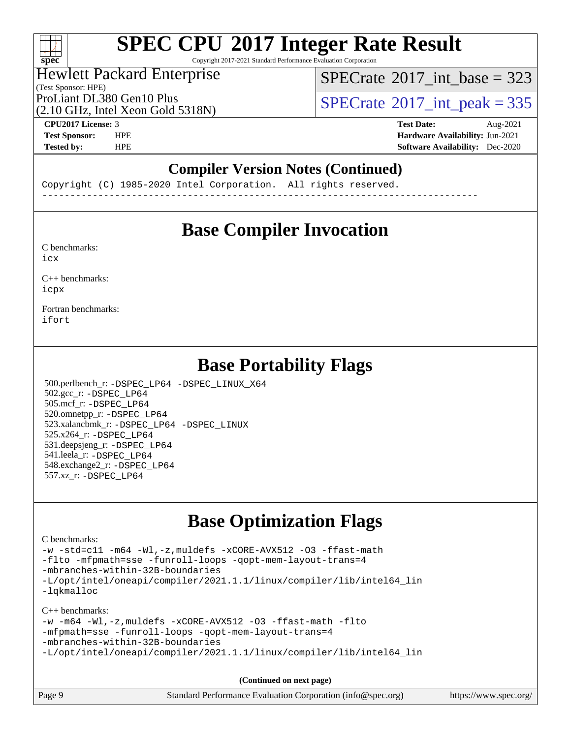# SPEC CPU 2017 Integer Rate Result

Copyright 2017-2021 Standard Performance Evaluation Corporation

Hewlett Packard Enterprise
(Test Sponsor: HPE)
ProLiant DL380 Gen10 Plus
(2.10 GHz, Intel Xeon Gold 5318N)

SPECrate 2017_int_base = 323

SPECrate 2017_int_peak = 335

**CPU2017 License:** 3
**Test Sponsor:** HPE
**Tested by:** HPE

**Test Date:** Aug-2021
**Hardware Availability:** Jun-2021
**Software Availability:** Dec-2020

## Compiler Version Notes (Continued)

```
Copyright (C) 1985-2020 Intel Corporation.  All rights reserved.
------------------------------------------------------------------------------
```

## Base Compiler Invocation

C benchmarks:
icx

C++ benchmarks:
icpx

Fortran benchmarks:
ifort

## Base Portability Flags

500.perlbench_r: -DSPEC_LP64 -DSPEC_LINUX_X64
502.gcc_r: -DSPEC_LP64
505.mcf_r: -DSPEC_LP64
520.omnetpp_r: -DSPEC_LP64
523.xalancbmk_r: -DSPEC_LP64 -DSPEC_LINUX
525.x264_r: -DSPEC_LP64
531.deepsjeng_r: -DSPEC_LP64
541.leela_r: -DSPEC_LP64
548.exchange2_r: -DSPEC_LP64
557.xz_r: -DSPEC_LP64

## Base Optimization Flags

C benchmarks:

```
-w -std=c11 -m64 -Wl,-z,muldefs -xCORE-AVX512 -O3 -ffast-math
-flto -mfpmath=sse -funroll-loops -qopt-mem-layout-trans=4
-mbranches-within-32B-boundaries
-L/opt/intel/oneapi/compiler/2021.1.1/linux/compiler/lib/intel64_lin
-lqkmalloc
```

C++ benchmarks:

```
-w -m64 -Wl,-z,muldefs -xCORE-AVX512 -O3 -ffast-math -flto
-mfpmath=sse -funroll-loops -qopt-mem-layout-trans=4
-mbranches-within-32B-boundaries
-L/opt/intel/oneapi/compiler/2021.1.1/linux/compiler/lib/intel64_lin
```

(Continued on next page)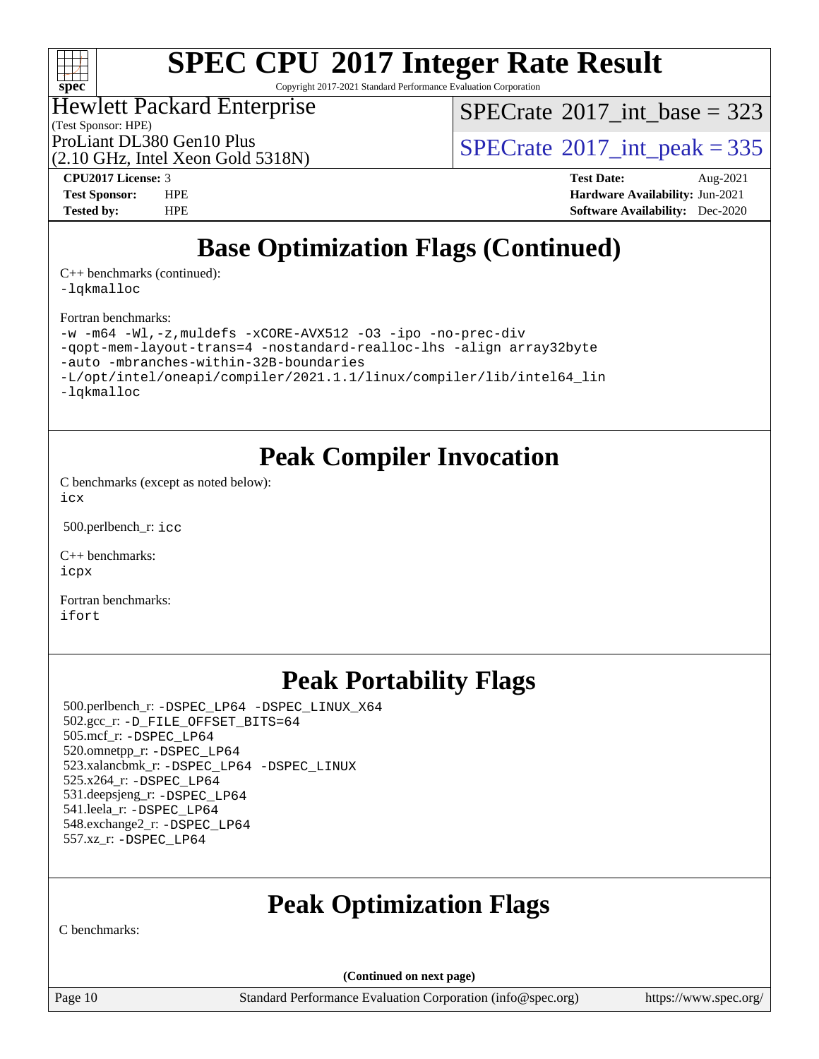# Base Optimization Flags (Continued)

C++ benchmarks (continued):
-lqkmalloc

Fortran benchmarks:
-w -m64 -Wl,-z,muldefs -xCORE-AVX512 -O3 -ipo -no-prec-div
-qopt-mem-layout-trans=4 -nostandard-realloc-lhs -align array32byte
-auto -mbranches-within-32B-boundaries
-L/opt/intel/oneapi/compiler/2021.1.1/linux/compiler/lib/intel64_lin
-lqkmalloc

# Peak Compiler Invocation

C benchmarks (except as noted below):
icx

500.perlbench_r: icc

C++ benchmarks:
icpx

Fortran benchmarks:
ifort

# Peak Portability Flags

500.perlbench_r: -DSPEC_LP64 -DSPEC_LINUX_X64
502.gcc_r: -D_FILE_OFFSET_BITS=64
505.mcf_r: -DSPEC_LP64
520.omnetpp_r: -DSPEC_LP64
523.xalancbmk_r: -DSPEC_LP64 -DSPEC_LINUX
525.x264_r: -DSPEC_LP64
531.deepsjeng_r: -DSPEC_LP64
541.leela_r: -DSPEC_LP64
548.exchange2_r: -DSPEC_LP64
557.xz_r: -DSPEC_LP64

# Peak Optimization Flags

C benchmarks:

(Continued on next page)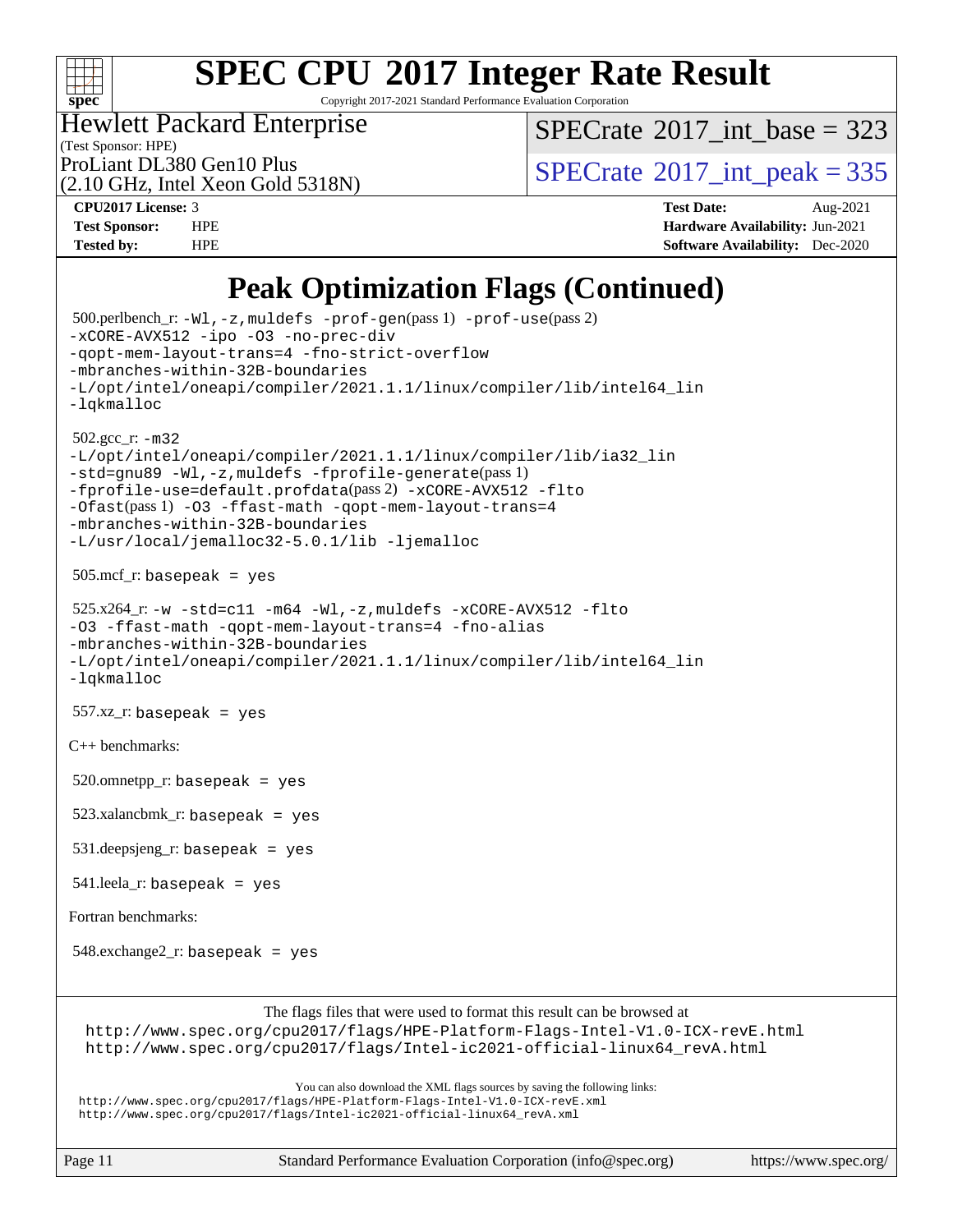# SPEC CPU 2017 Integer Rate Result

Copyright 2017-2021 Standard Performance Evaluation Corporation

Hewlett Packard Enterprise
(Test Sponsor: HPE)
ProLiant DL380 Gen10 Plus
(2.10 GHz, Intel Xeon Gold 5318N)

SPECrate 2017_int_base = 323
SPECrate 2017_int_peak = 335

| | | | |
|---|---|---|---|
| **CPU2017 License:** | 3 | **Test Date:** | Aug-2021 |
| **Test Sponsor:** | HPE | **Hardware Availability:** | Jun-2021 |
| **Tested by:** | HPE | **Software Availability:** | Dec-2020 |

## Peak Optimization Flags (Continued)

500.perlbench_r: `-Wl,-z,muldefs -prof-gen`(pass 1) `-prof-use`(pass 2) `-xCORE-AVX512 -ipo -O3 -no-prec-div -qopt-mem-layout-trans=4 -fno-strict-overflow -mbranches-within-32B-boundaries -L/opt/intel/oneapi/compiler/2021.1.1/linux/compiler/lib/intel64_lin -lqkmalloc`

502.gcc_r: `-m32 -L/opt/intel/oneapi/compiler/2021.1.1/linux/compiler/lib/ia32_lin -std=gnu89 -Wl,-z,muldefs -fprofile-generate`(pass 1) `-fprofile-use=default.profdata`(pass 2) `-xCORE-AVX512 -flto -Ofast`(pass 1) `-O3 -ffast-math -qopt-mem-layout-trans=4 -mbranches-within-32B-boundaries -L/usr/local/jemalloc32-5.0.1/lib -ljemalloc`

505.mcf_r: `basepeak = yes`

525.x264_r: `-w -std=c11 -m64 -Wl,-z,muldefs -xCORE-AVX512 -flto -O3 -ffast-math -qopt-mem-layout-trans=4 -fno-alias -mbranches-within-32B-boundaries -L/opt/intel/oneapi/compiler/2021.1.1/linux/compiler/lib/intel64_lin -lqkmalloc`

557.xz_r: `basepeak = yes`

C++ benchmarks:

520.omnetpp_r: `basepeak = yes`

523.xalancbmk_r: `basepeak = yes`

531.deepsjeng_r: `basepeak = yes`

541.leela_r: `basepeak = yes`

Fortran benchmarks:

548.exchange2_r: `basepeak = yes`

The flags files that were used to format this result can be browsed at
http://www.spec.org/cpu2017/flags/HPE-Platform-Flags-Intel-V1.0-ICX-revE.html
http://www.spec.org/cpu2017/flags/Intel-ic2021-official-linux64_revA.html

You can also download the XML flags sources by saving the following links:
http://www.spec.org/cpu2017/flags/HPE-Platform-Flags-Intel-V1.0-ICX-revE.xml
http://www.spec.org/cpu2017/flags/Intel-ic2021-official-linux64_revA.xml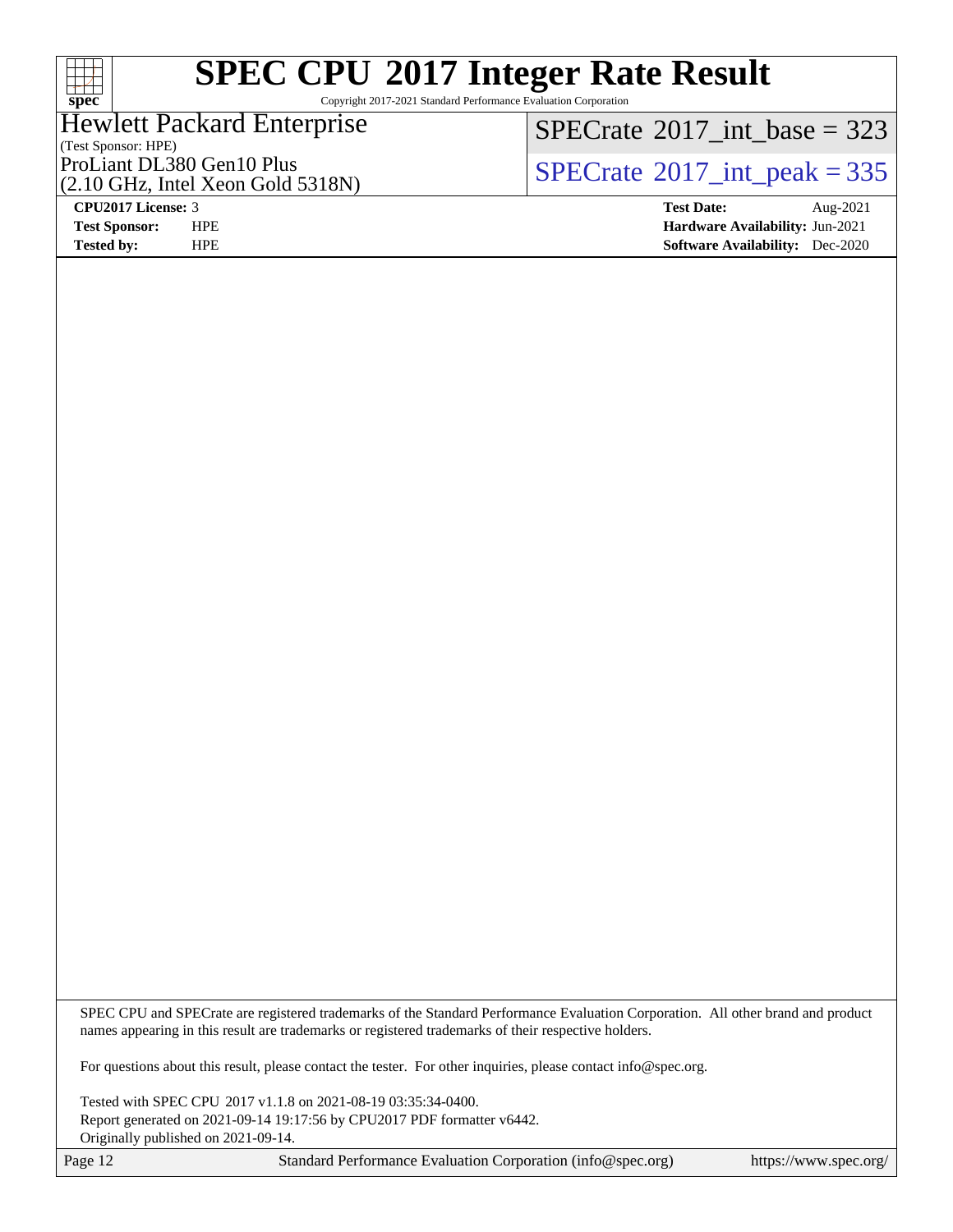SPEC CPU and SPECrate are registered trademarks of the Standard Performance Evaluation Corporation. All other brand and product names appearing in this result are trademarks or registered trademarks of their respective holders.

For questions about this result, please contact the tester. For other inquiries, please contact info@spec.org.

Tested with SPEC CPU 2017 v1.1.8 on 2021-08-19 03:35:34-0400.
Report generated on 2021-09-14 19:17:56 by CPU2017 PDF formatter v6442.
Originally published on 2021-09-14.